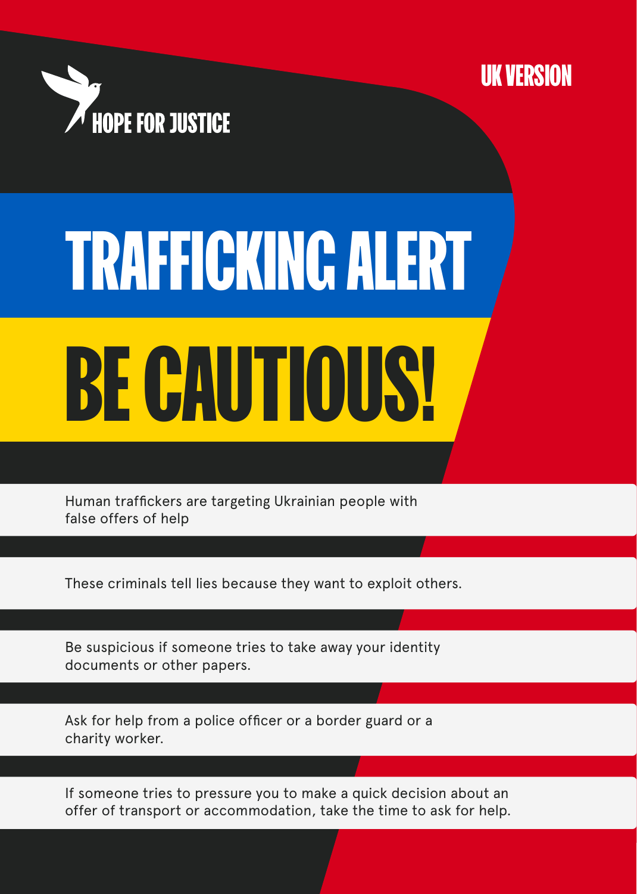HOPE FOR JUSTICE

UK VERSION

# TRAFFICKING ALERT

# BE CAUTIOUS!

Human traffickers are targeting Ukrainian people with false offers of help

These criminals tell lies because they want to exploit others.

Be suspicious if someone tries to take away your identity documents or other papers.

Ask for help from a police officer or a border guard or a charity worker.

If someone tries to pressure you to make a quick decision about an offer of transport or accommodation, take the time to ask for help.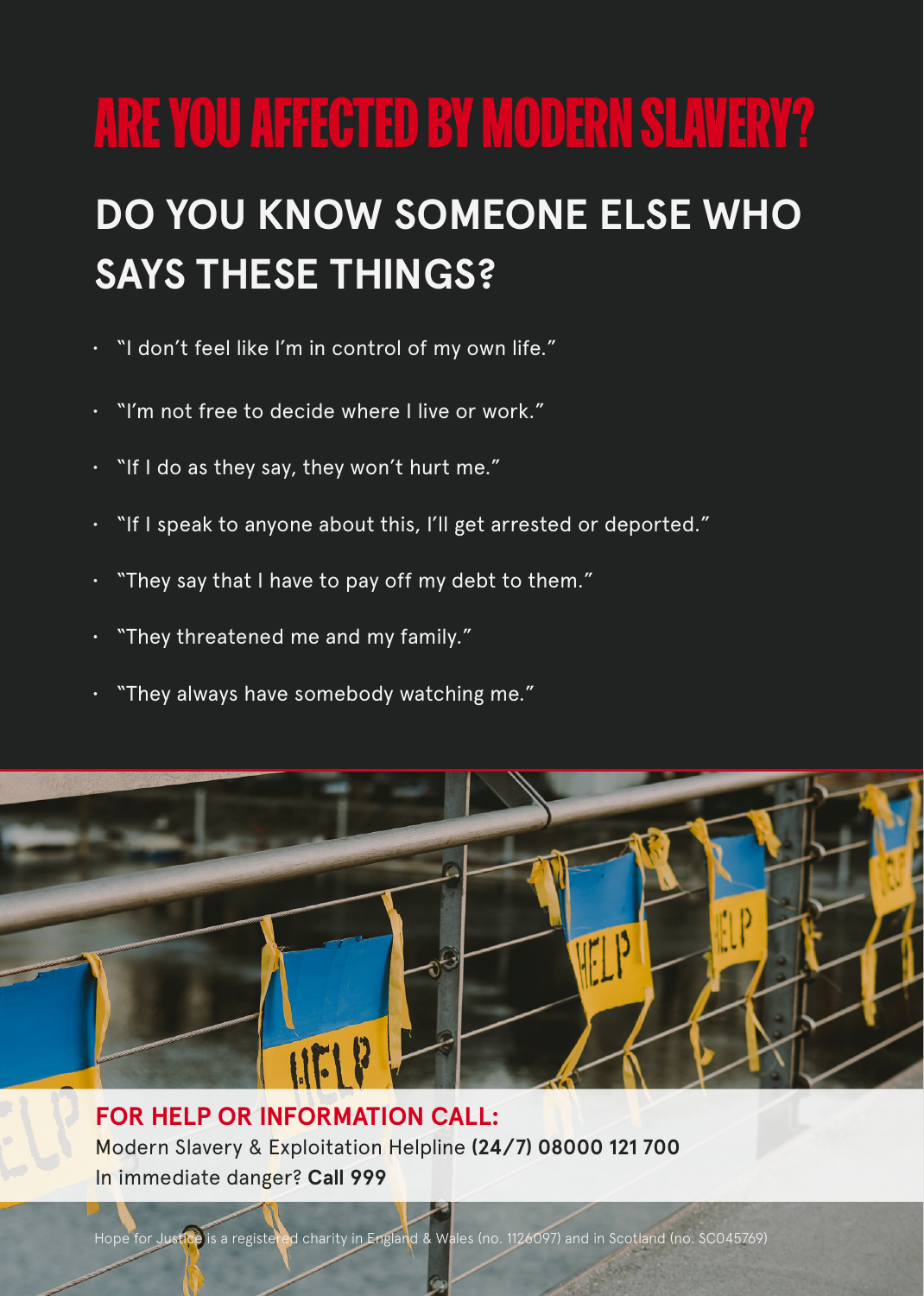# ARE YOU AFFECTED BY MODERN SLAVERY?

## DO YOU KNOW SOMEONE ELSE WHO SAYS THESE THINGS?

- "I don't feel like I'm in control of my own life."
- "I'm not free to decide where I live or work."
- "If I do as they say, they won't hurt me."
- "If I speak to anyone about this, I'll get arrested or deported."
- "They say that I have to pay off my debt to them."
- "They threatened me and my family."
- "They always have somebody watching me."

**FOR HELP OR INFORMATION CALL:**

Modern Slavery & Exploitation Helpline **(24/7) 08000 121 700**

In immediate danger? **Call 999**

Hope for Justice is a registered charity in England & Wales (no. 1126097) and in Scotland (no. SC045769)